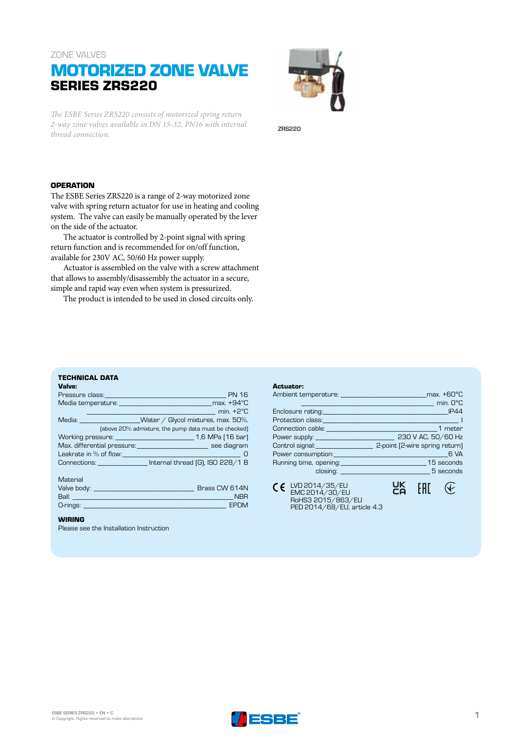ZONE VALVES

# MOTORIZED ZONE VALVE
## SERIES ZRS220

*The ESBE Series ZRS220 consists of motorized spring return 2-way zone valves available in DN 15-32, PN16 with internal thread connection.*

ZRS220

### OPERATION

The ESBE Series ZRS220 is a range of 2-way motorized zone valve with spring return actuator for use in heating and cooling system. The valve can easily be manually operated by the lever on the side of the actuator.

The actuator is controlled by 2-point signal with spring return function and is recommended for on/off function, available for 230V AC, 50/60 Hz power supply.

Actuator is assembled on the valve with a screw attachment that allows to assembly/disassembly the actuator in a secure, simple and rapid way even when system is pressurized.

The product is intended to be used in closed circuits only.

### TECHNICAL DATA

**Valve:**

Pressure class: PN 16
Media temperature: max. +94°C
min. +2°C
Media: Water / Glycol mixtures, max. 50%.
(above 20% admixture, the pump data must be checked)
Working pressure: 1,6 MPa (16 bar)
Max. differential pressure: see diagram
Leakrate in % of flow: 0
Connections: Internal thread (G), ISO 228/1 B

Material
Valve body: Brass CW 614N
Ball: NBR
O-rings: EPDM

**Actuator:**

Ambient temperature: max. +60°C
min. 0°C
Enclosure rating: IP44
Protection class: I
Connection cable: 1 meter
Power supply: 230 V AC, 50/60 Hz
Control signal: 2-point (2-wire spring return)
Power consumption: 6 VA
Running time, opening: 15 seconds
closing: 5 seconds

CE LVD 2014/35/EU
EMC 2014/30/EU
RoHS3 2015/863/EU
PED 2014/68/EU, article 4.3

### WIRING

Please see the Installation Instruction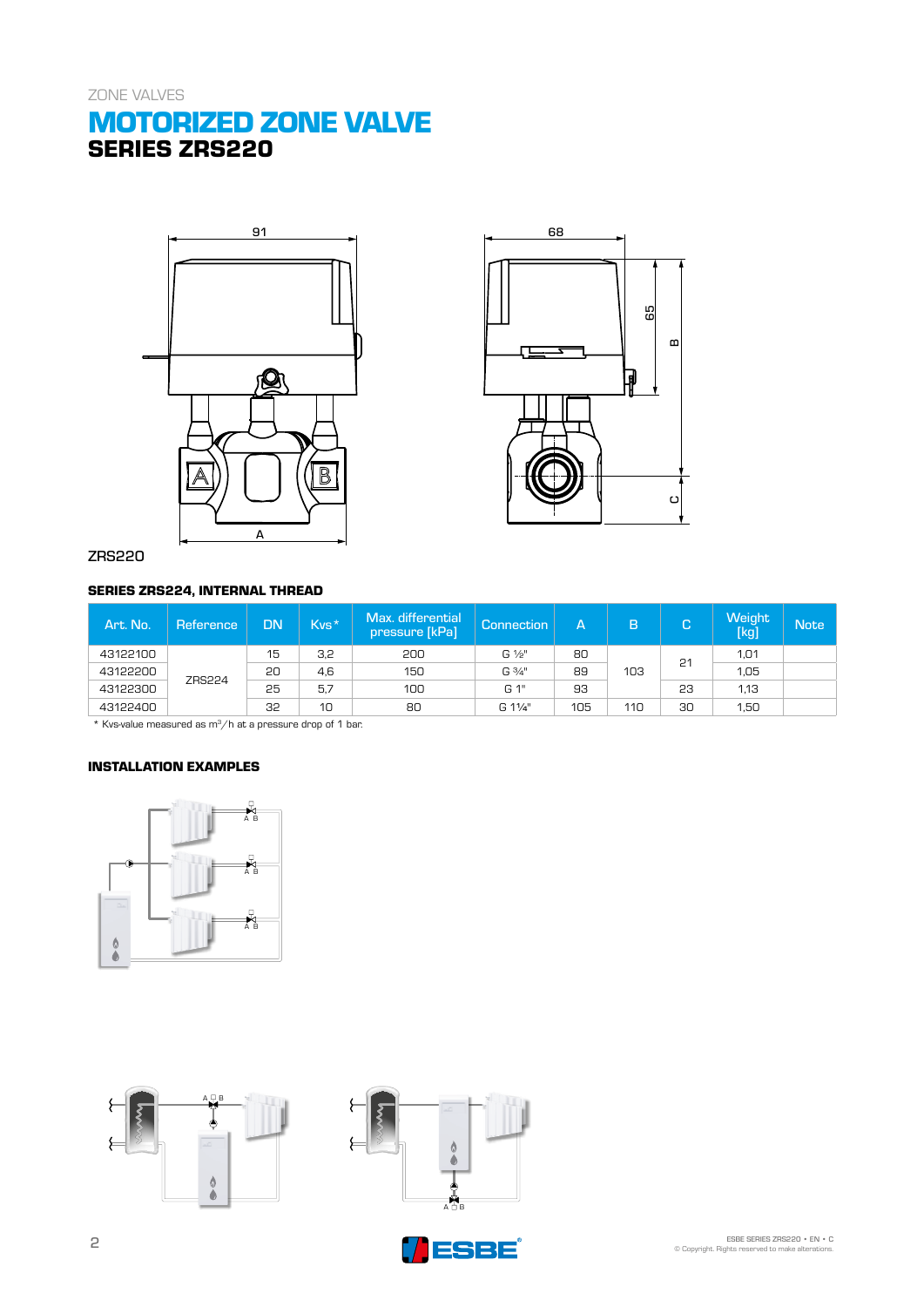ZONE VALVES

# MOTORIZED ZONE VALVE
## SERIES ZRS220

ZRS220

### SERIES ZRS224, INTERNAL THREAD

| Art. No. | Reference | DN | Kvs* | Max. differential pressure [kPa] | Connection | A | B | C | Weight [kg] | Note |
|---|---|---|---|---|---|---|---|---|---|---|
| 43122100 | ZRS224 | 15 | 3,2 | 200 | G ½" | 80 | 103 | 21 | 1,01 | |
| 43122200 | | 20 | 4,6 | 150 | G ¾" | 89 | | | 1,05 | |
| 43122300 | | 25 | 5,7 | 100 | G 1" | 93 | | 23 | 1,13 | |
| 43122400 | | 32 | 10 | 80 | G 1¼" | 105 | 110 | 30 | 1,50 | |

* Kvs-value measured as $m^3/h$ at a pressure drop of 1 bar.

### INSTALLATION EXAMPLES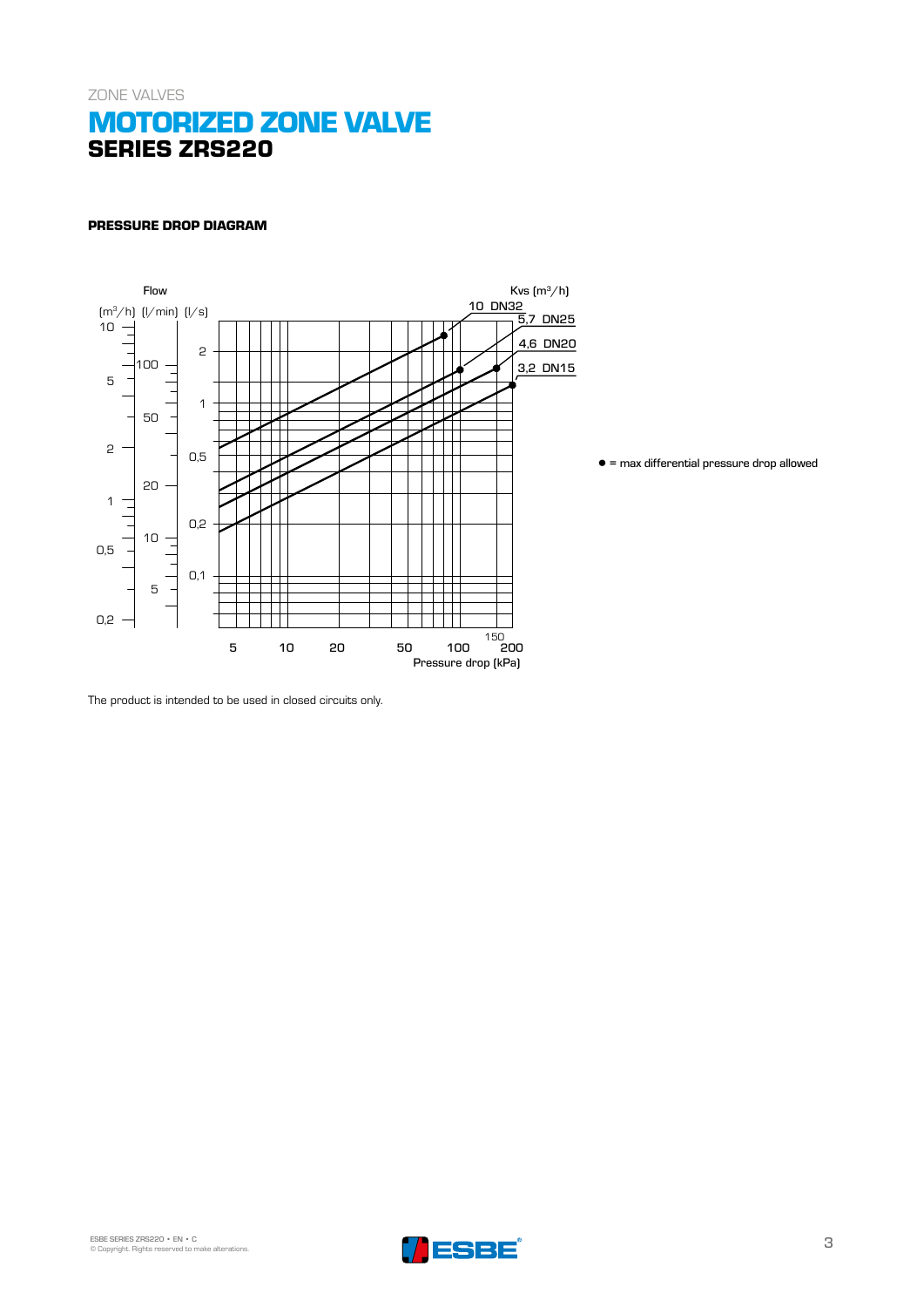ZONE VALVES

# MOTORIZED ZONE VALVE
## SERIES ZRS220

### PRESSURE DROP DIAGRAM

Flow

($m^3$/h) (l/min) (l/s)

10
5
2
1
0,5
0,2

100
50
20
10
5

2
1
0,5
0,2
0,1

Kvs ($m^3$/h)

10 DN32
5,7 DN25
4,6 DN20
3,2 DN15

5 10 20 50 100 150 200

Pressure drop (kPa)

● = max differential pressure drop allowed

The product is intended to be used in closed circuits only.

ESBE SERIES ZRS220 • EN • C
© Copyright. Rights reserved to make alterations.